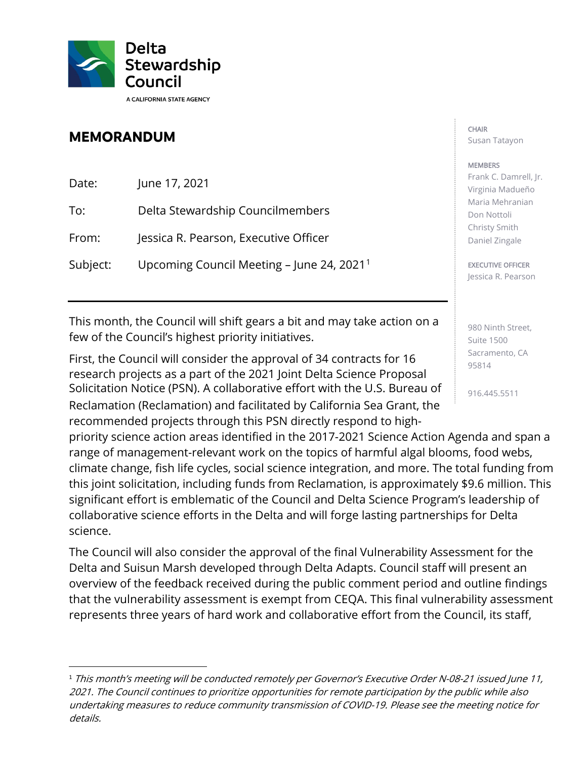Delta Stewardship Council

A CALIFORNIA STATE AGENCY

CHAIR
Susan Tatayon

MEMBERS
Frank C. Damrell, Jr.
Virginia Madueño
Maria Mehranian
Don Nottoli
Christy Smith
Daniel Zingale

EXECUTIVE OFFICER
Jessica R. Pearson

980 Ninth Street,
Suite 1500
Sacramento, CA
95814

916.445.5511

## MEMORANDUM

Date: June 17, 2021

To: Delta Stewardship Councilmembers

From: Jessica R. Pearson, Executive Officer

Subject: Upcoming Council Meeting – June 24, 2021[1]

---

This month, the Council will shift gears a bit and may take action on a few of the Council's highest priority initiatives.

First, the Council will consider the approval of 34 contracts for 16 research projects as a part of the 2021 Joint Delta Science Proposal Solicitation Notice (PSN). A collaborative effort with the U.S. Bureau of Reclamation (Reclamation) and facilitated by California Sea Grant, the recommended projects through this PSN directly respond to high-priority science action areas identified in the 2017-2021 Science Action Agenda and span a range of management-relevant work on the topics of harmful algal blooms, food webs, climate change, fish life cycles, social science integration, and more. The total funding from this joint solicitation, including funds from Reclamation, is approximately $9.6 million. This significant effort is emblematic of the Council and Delta Science Program's leadership of collaborative science efforts in the Delta and will forge lasting partnerships for Delta science.

The Council will also consider the approval of the final Vulnerability Assessment for the Delta and Suisun Marsh developed through Delta Adapts. Council staff will present an overview of the feedback received during the public comment period and outline findings that the vulnerability assessment is exempt from CEQA. This final vulnerability assessment represents three years of hard work and collaborative effort from the Council, its staff,

---

[1] *This month's meeting will be conducted remotely per Governor's Executive Order N-08-21 issued June 11, 2021. The Council continues to prioritize opportunities for remote participation by the public while also undertaking measures to reduce community transmission of COVID-19. Please see the meeting notice for details.*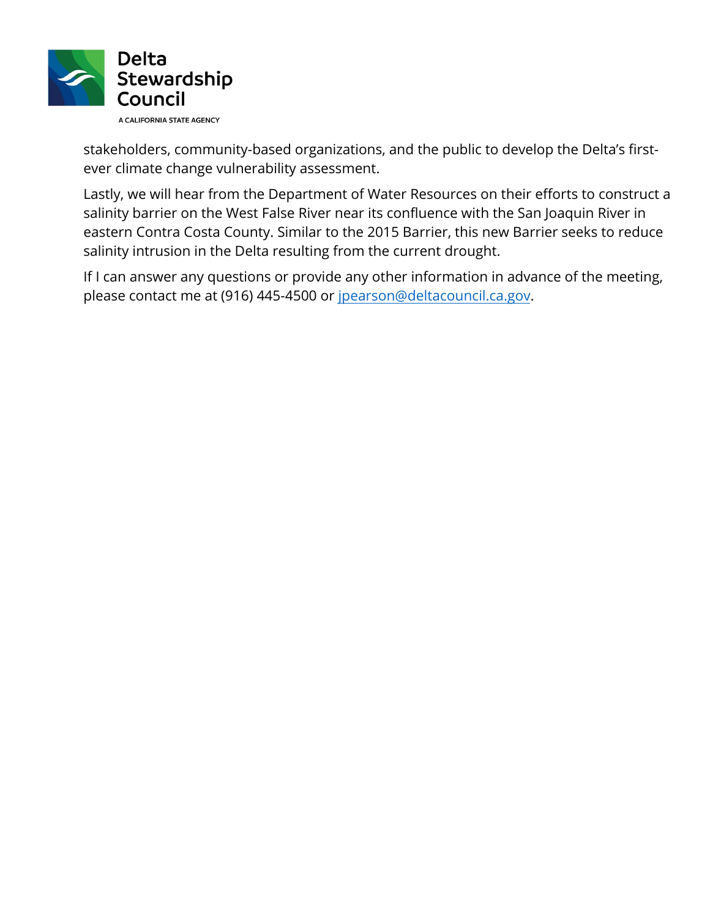stakeholders, community-based organizations, and the public to develop the Delta's first-ever climate change vulnerability assessment.

Lastly, we will hear from the Department of Water Resources on their efforts to construct a salinity barrier on the West False River near its confluence with the San Joaquin River in eastern Contra Costa County. Similar to the 2015 Barrier, this new Barrier seeks to reduce salinity intrusion in the Delta resulting from the current drought.

If I can answer any questions or provide any other information in advance of the meeting, please contact me at (916) 445-4500 or jpearson@deltacouncil.ca.gov.